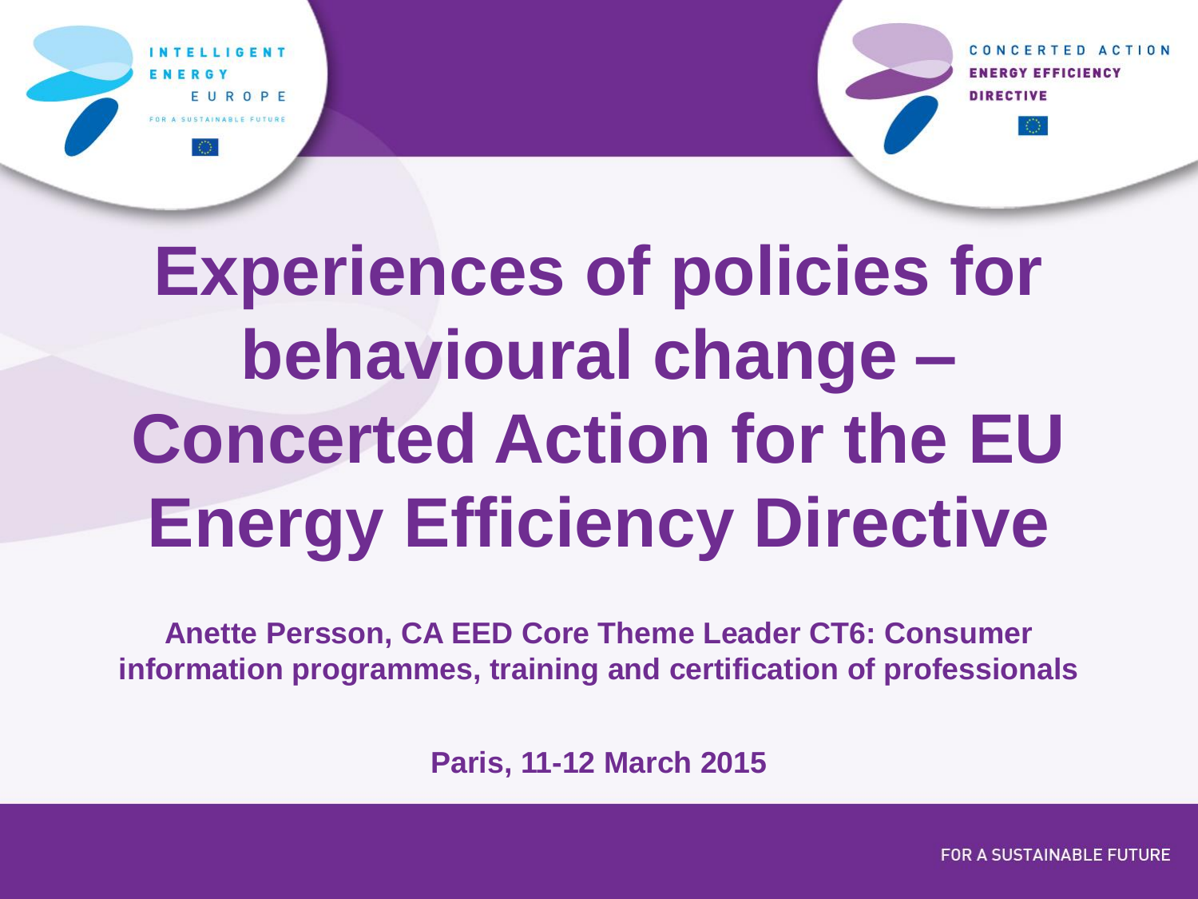INTELLIGENT ENERGY EUROPE

FOR A SUSTAINABLE FUTURE

CONCERTED ACTION ENERGY EFFICIENCY DIRECTIVE

# Experiences of policies for behavioural change – Concerted Action for the EU Energy Efficiency Directive

**Anette Persson, CA EED Core Theme Leader CT6: Consumer information programmes, training and certification of professionals**

**Paris, 11-12 March 2015**

FOR A SUSTAINABLE FUTURE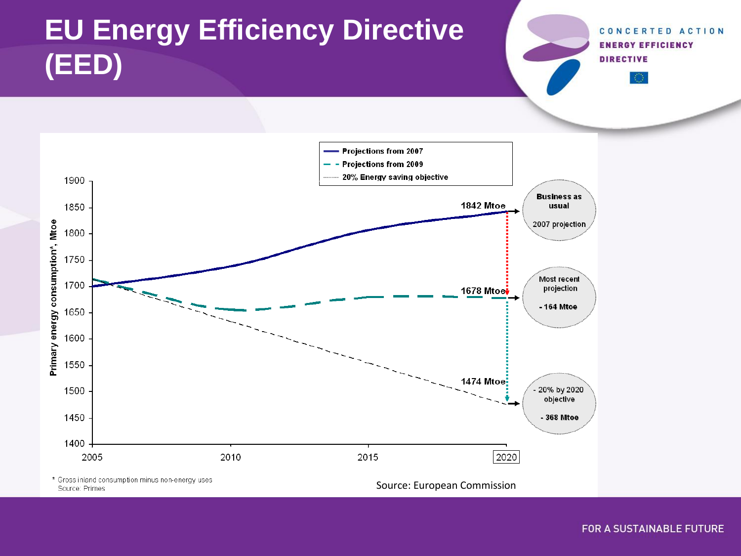# EU Energy Efficiency Directive (EED)

CONCERTED ACTION ENERGY EFFICIENCY DIRECTIVE

Projections from 2007
Projections from 2009
20% Energy saving objective

Primary energy consumption*, Mtoe

1842 Mtoe
1678 Mtoe
1474 Mtoe

Business as usual
2007 projection

Most recent projection
- 164 Mtoe

- 20% by 2020 objective
- 368 Mtoe

\* Gross inland consumption minus non-energy uses
Source: Primes

Source: European Commission

FOR A SUSTAINABLE FUTURE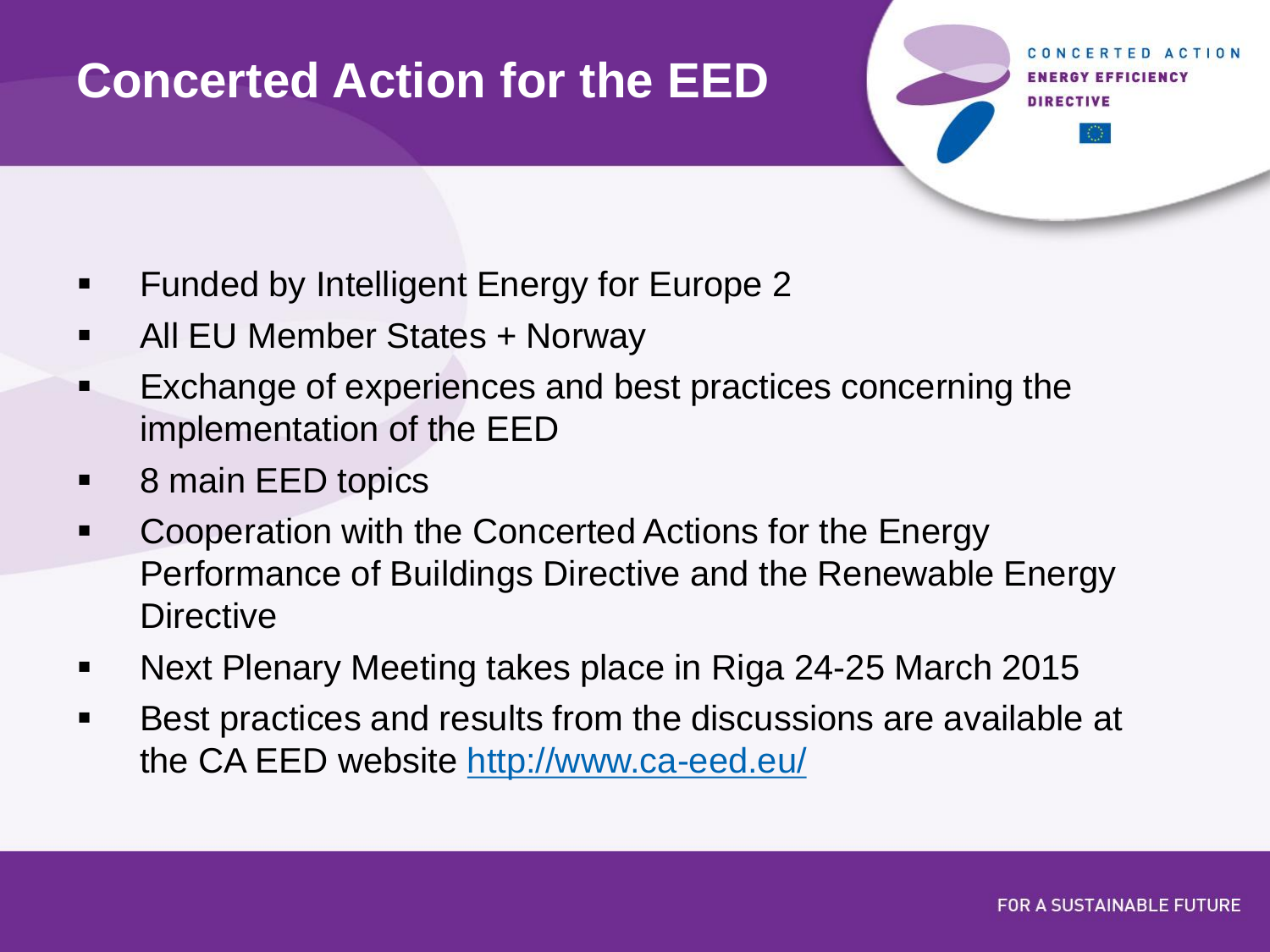# Concerted Action for the EED

- Funded by Intelligent Energy for Europe 2
- All EU Member States + Norway
- Exchange of experiences and best practices concerning the implementation of the EED
- 8 main EED topics
- Cooperation with the Concerted Actions for the Energy Performance of Buildings Directive and the Renewable Energy Directive
- Next Plenary Meeting takes place in Riga 24-25 March 2015
- Best practices and results from the discussions are available at the CA EED website http://www.ca-eed.eu/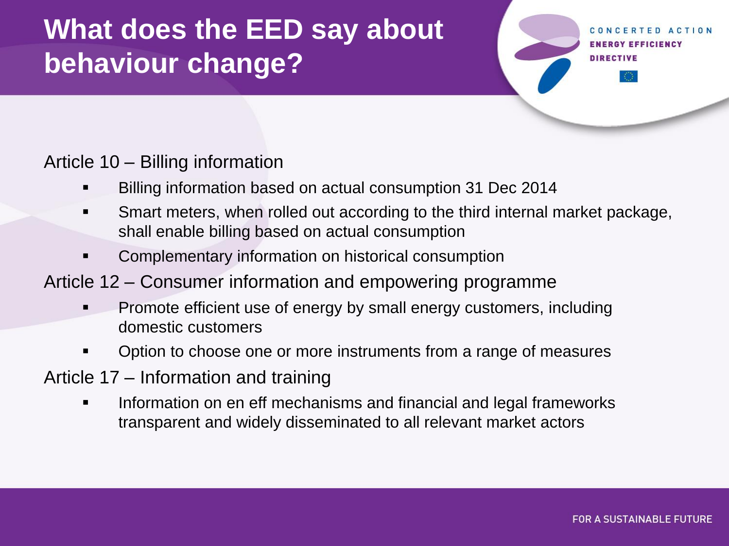# What does the EED say about behaviour change?

Article 10 – Billing information

- Billing information based on actual consumption 31 Dec 2014
- Smart meters, when rolled out according to the third internal market package, shall enable billing based on actual consumption
- Complementary information on historical consumption

Article 12 – Consumer information and empowering programme

- Promote efficient use of energy by small energy customers, including domestic customers
- Option to choose one or more instruments from a range of measures

Article 17 – Information and training

- Information on en eff mechanisms and financial and legal frameworks transparent and widely disseminated to all relevant market actors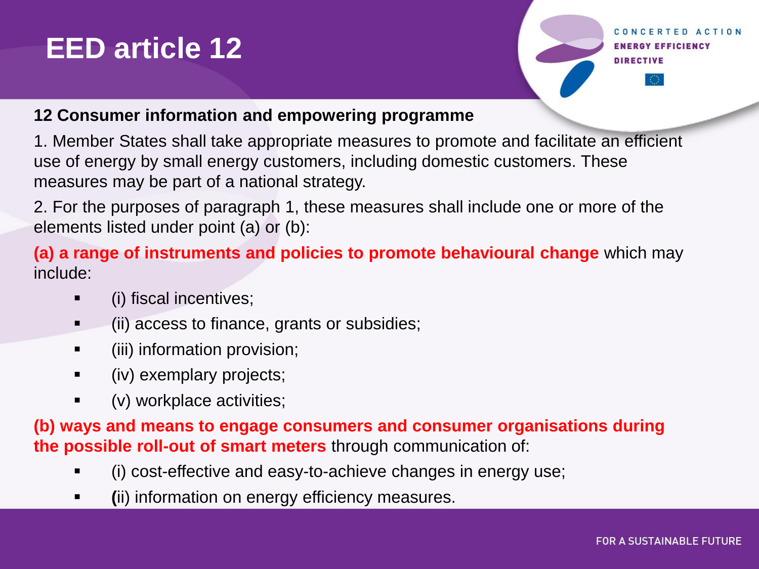# EED article 12

**12 Consumer information and empowering programme**

1. Member States shall take appropriate measures to promote and facilitate an efficient use of energy by small energy customers, including domestic customers. These measures may be part of a national strategy.

2. For the purposes of paragraph 1, these measures shall include one or more of the elements listed under point (a) or (b):

**(a) a range of instruments and policies to promote behavioural change** which may include:

- (i) fiscal incentives;
- (ii) access to finance, grants or subsidies;
- (iii) information provision;
- (iv) exemplary projects;
- (v) workplace activities;

**(b) ways and means to engage consumers and consumer organisations during the possible roll-out of smart meters** through communication of:

- (i) cost-effective and easy-to-achieve changes in energy use;
- (ii) information on energy efficiency measures.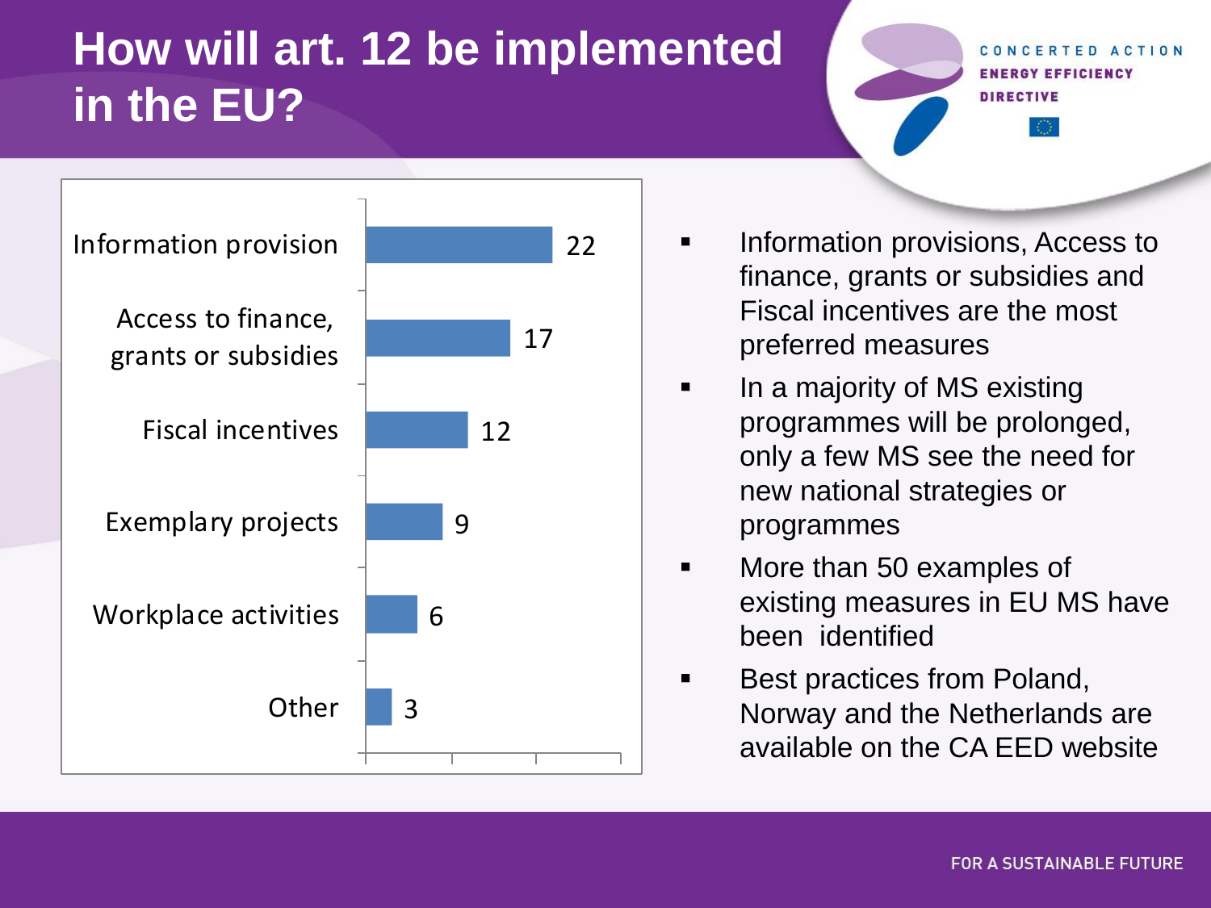# How will art. 12 be implemented in the EU?

| Measure | Count |
| --- | --- |
| Information provision | 22 |
| Access to finance, grants or subsidies | 17 |
| Fiscal incentives | 12 |
| Exemplary projects | 9 |
| Workplace activities | 6 |
| Other | 3 |

- Information provisions, Access to finance, grants or subsidies and Fiscal incentives are the most preferred measures
- In a majority of MS existing programmes will be prolonged, only a few MS see the need for new national strategies or programmes
- More than 50 examples of existing measures in EU MS have been identified
- Best practices from Poland, Norway and the Netherlands are available on the CA EED website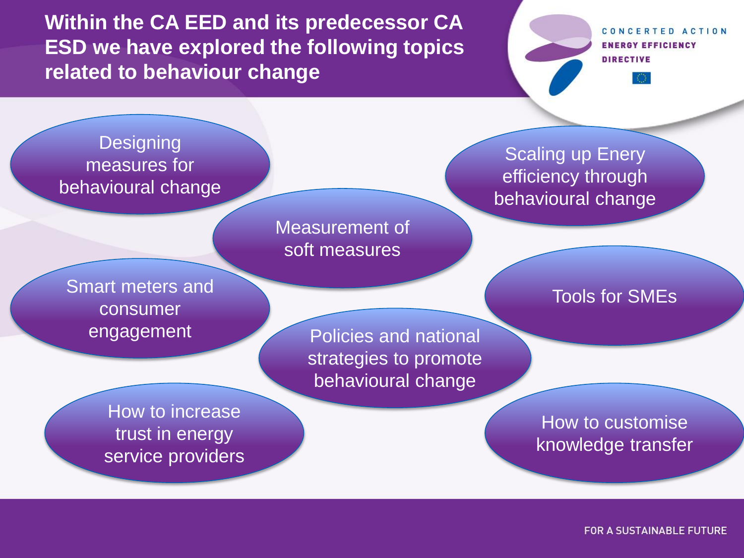# Within the CA EED and its predecessor CA ESD we have explored the following topics related to behaviour change

- Designing measures for behavioural change
- Scaling up Enery efficiency through behavioural change
- Measurement of soft measures
- Smart meters and consumer engagement
- Tools for SMEs
- Policies and national strategies to promote behavioural change
- How to increase trust in energy service providers
- How to customise knowledge transfer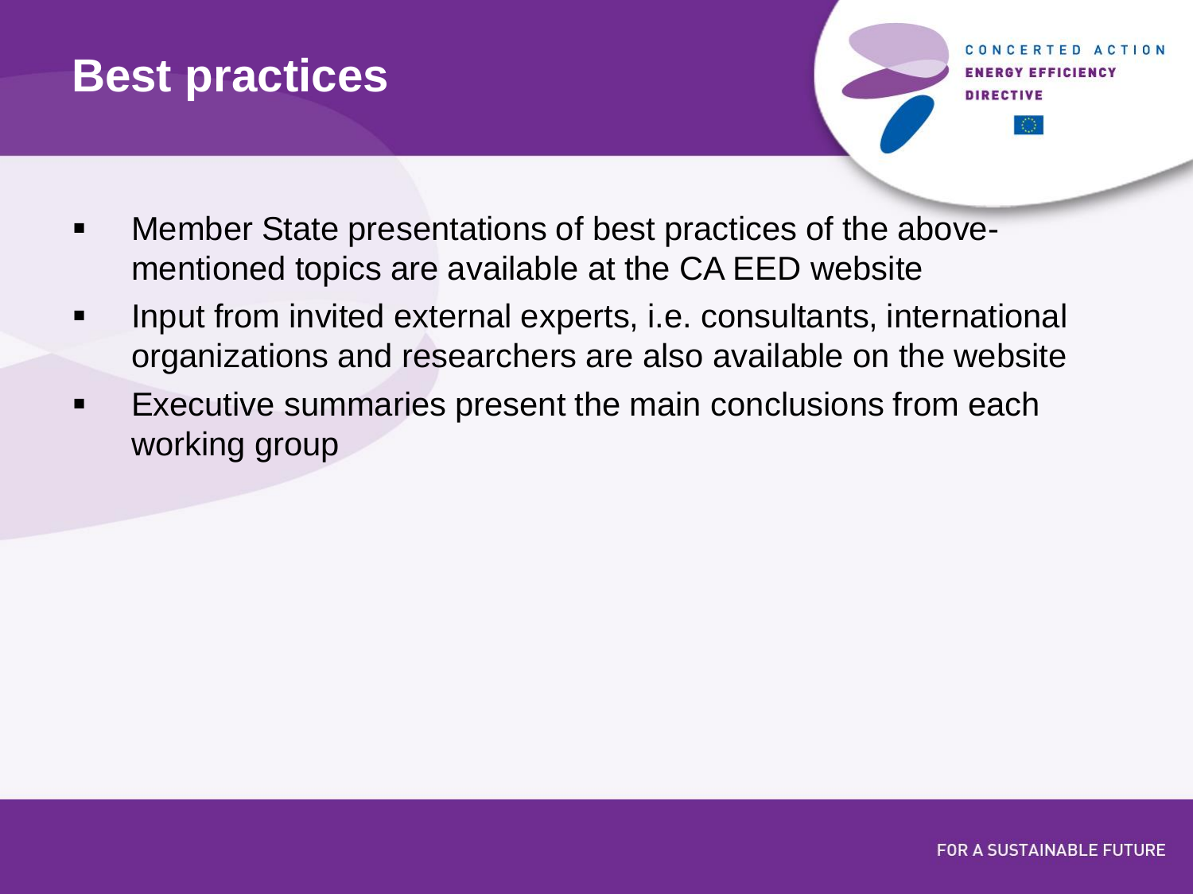# Best practices

- Member State presentations of best practices of the above-mentioned topics are available at the CA EED website
- Input from invited external experts, i.e. consultants, international organizations and researchers are also available on the website
- Executive summaries present the main conclusions from each working group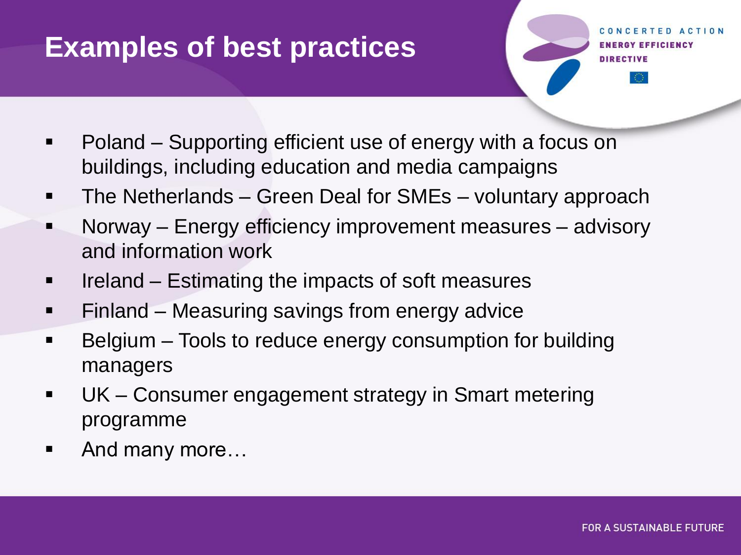# Examples of best practices

- Poland – Supporting efficient use of energy with a focus on buildings, including education and media campaigns
- The Netherlands – Green Deal for SMEs – voluntary approach
- Norway – Energy efficiency improvement measures – advisory and information work
- Ireland – Estimating the impacts of soft measures
- Finland – Measuring savings from energy advice
- Belgium – Tools to reduce energy consumption for building managers
- UK – Consumer engagement strategy in Smart metering programme
- And many more…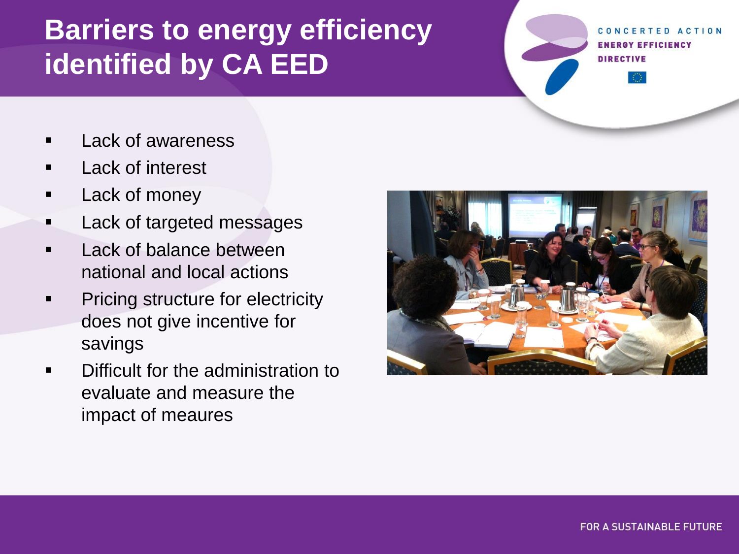# Barriers to energy efficiency identified by CA EED

- Lack of awareness
- Lack of interest
- Lack of money
- Lack of targeted messages
- Lack of balance between national and local actions
- Pricing structure for electricity does not give incentive for savings
- Difficult for the administration to evaluate and measure the impact of meaures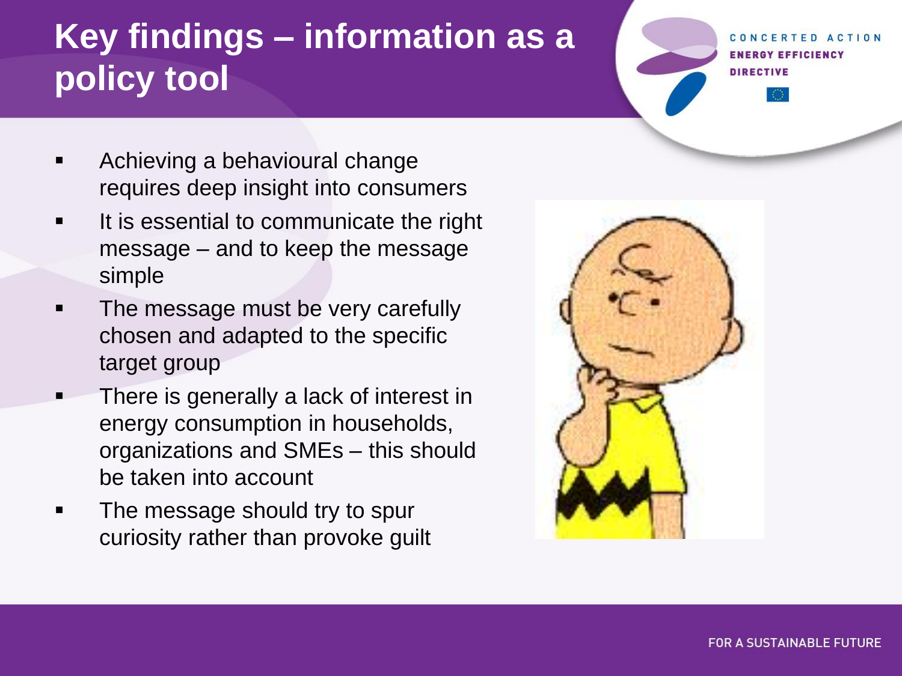# Key findings – information as a policy tool

- Achieving a behavioural change requires deep insight into consumers
- It is essential to communicate the right message – and to keep the message simple
- The message must be very carefully chosen and adapted to the specific target group
- There is generally a lack of interest in energy consumption in households, organizations and SMEs – this should be taken into account
- The message should try to spur curiosity rather than provoke guilt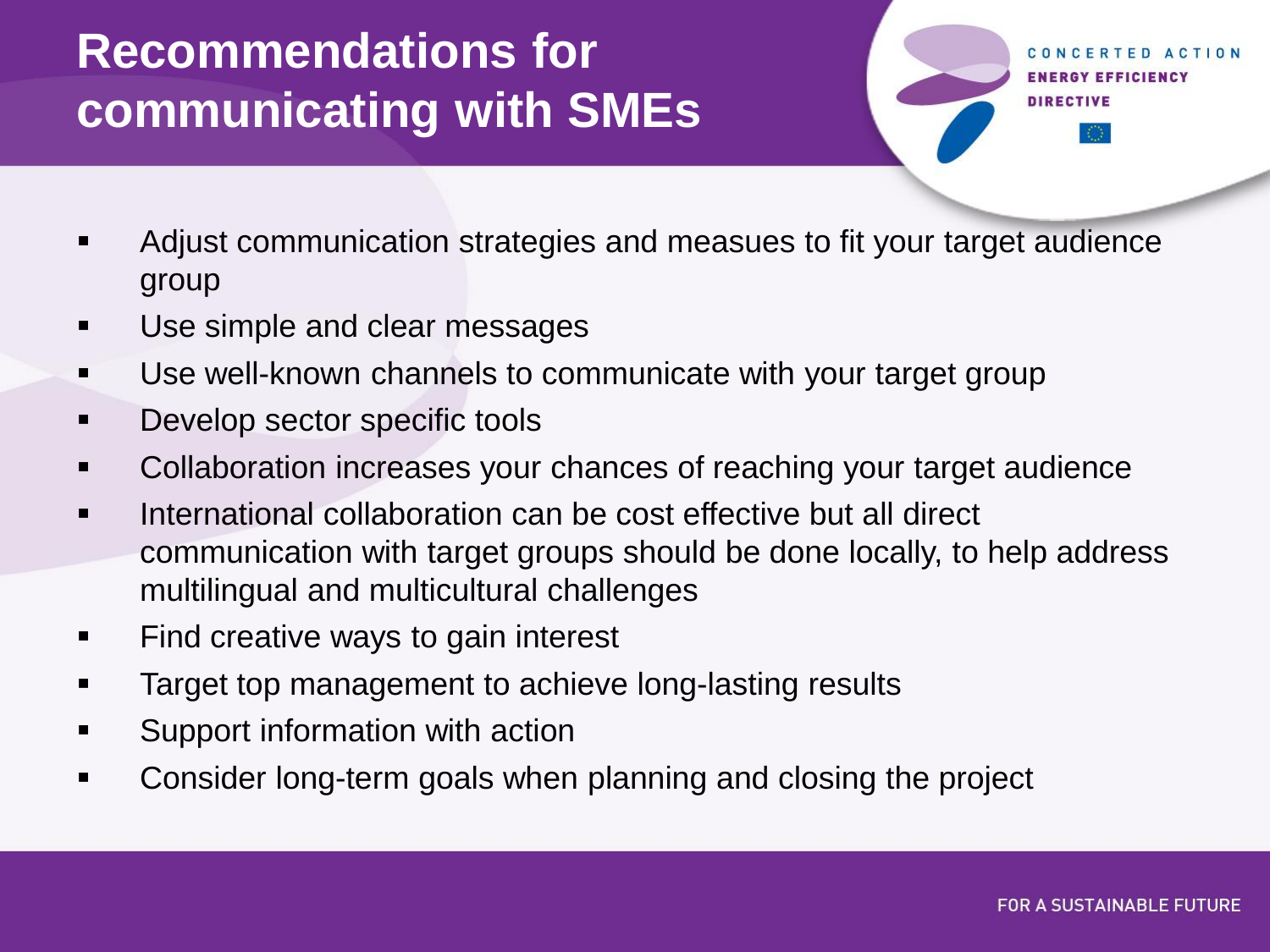# Recommendations for communicating with SMEs

- Adjust communication strategies and measues to fit your target audience group
- Use simple and clear messages
- Use well-known channels to communicate with your target group
- Develop sector specific tools
- Collaboration increases your chances of reaching your target audience
- International collaboration can be cost effective but all direct communication with target groups should be done locally, to help address multilingual and multicultural challenges
- Find creative ways to gain interest
- Target top management to achieve long-lasting results
- Support information with action
- Consider long-term goals when planning and closing the project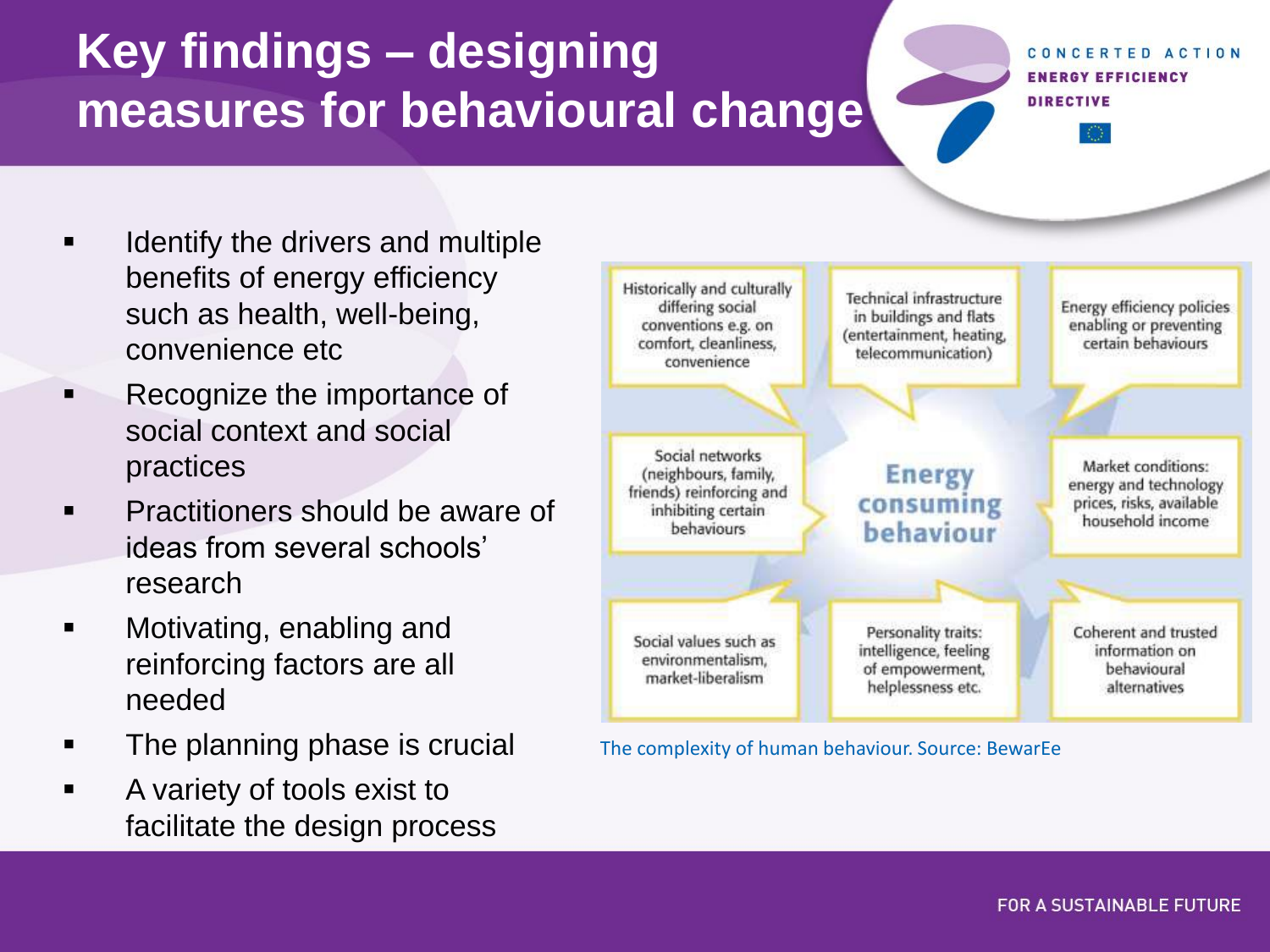# Key findings – designing measures for behavioural change

- Identify the drivers and multiple benefits of energy efficiency such as health, well-being, convenience etc
- Recognize the importance of social context and social practices
- Practitioners should be aware of ideas from several schools' research
- Motivating, enabling and reinforcing factors are all needed
- The planning phase is crucial
- A variety of tools exist to facilitate the design process

Historically and culturally differing social conventions e.g. on comfort, cleanliness, convenience

Technical infrastructure in buildings and flats (entertainment, heating, telecommunication)

Energy efficiency policies enabling or preventing certain behaviours

Social networks (neighbours, family, friends) reinforcing and inhibiting certain behaviours

**Energy consuming behaviour**

Market conditions: energy and technology prices, risks, available household income

Social values such as environmentalism, market-liberalism

Personality traits: intelligence, feeling of empowerment, helplessness etc.

Coherent and trusted information on behavioural alternatives

The complexity of human behaviour. Source: BewarEe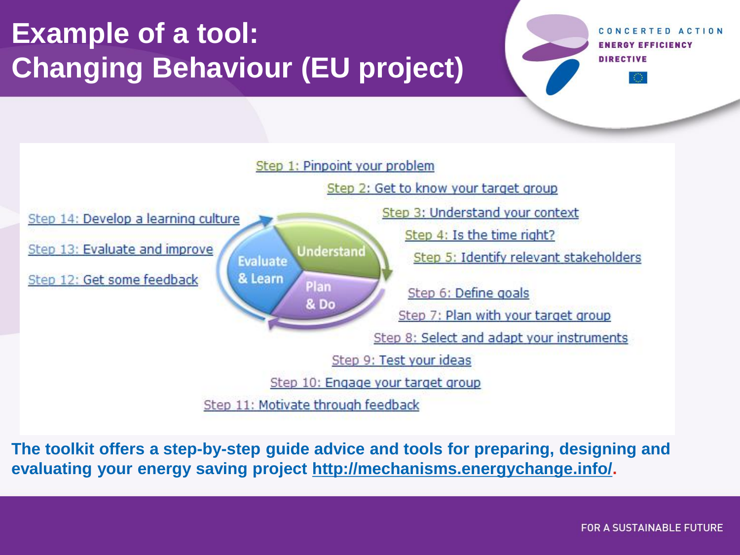# Example of a tool: Changing Behaviour (EU project)

CONCERTED ACTION
ENERGY EFFICIENCY
DIRECTIVE

- Step 1: Pinpoint your problem
- Step 2: Get to know your target group
- Step 3: Understand your context
- Step 4: Is the time right?
- Step 5: Identify relevant stakeholders
- Step 6: Define goals
- Step 7: Plan with your target group
- Step 8: Select and adapt your instruments
- Step 9: Test your ideas
- Step 10: Engage your target group
- Step 11: Motivate through feedback
- Step 12: Get some feedback
- Step 13: Evaluate and improve
- Step 14: Develop a learning culture

Understand — Plan & Do — Evaluate & Learn

**The toolkit offers a step-by-step guide advice and tools for preparing, designing and evaluating your energy saving project http://mechanisms.energychange.info/.**

FOR A SUSTAINABLE FUTURE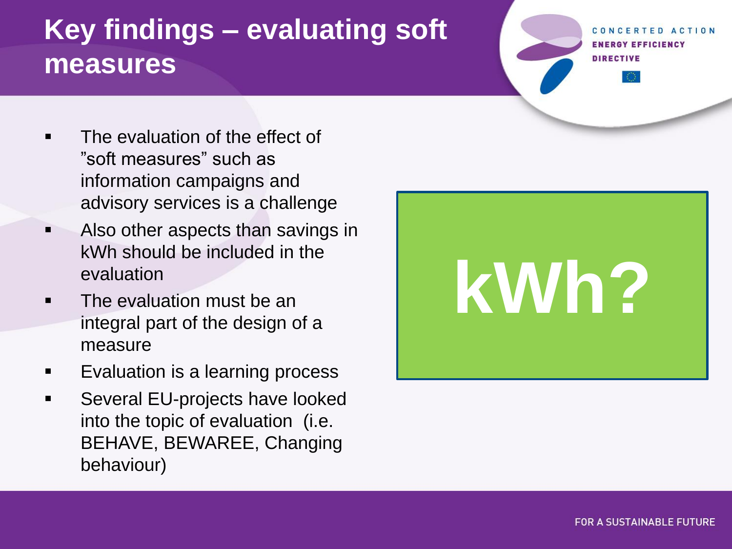# Key findings – evaluating soft measures

- The evaluation of the effect of ”soft measures” such as information campaigns and advisory services is a challenge
- Also other aspects than savings in kWh should be included in the evaluation
- The evaluation must be an integral part of the design of a measure
- Evaluation is a learning process
- Several EU-projects have looked into the topic of evaluation (i.e. BEHAVE, BEWAREE, Changing behaviour)

**kWh?**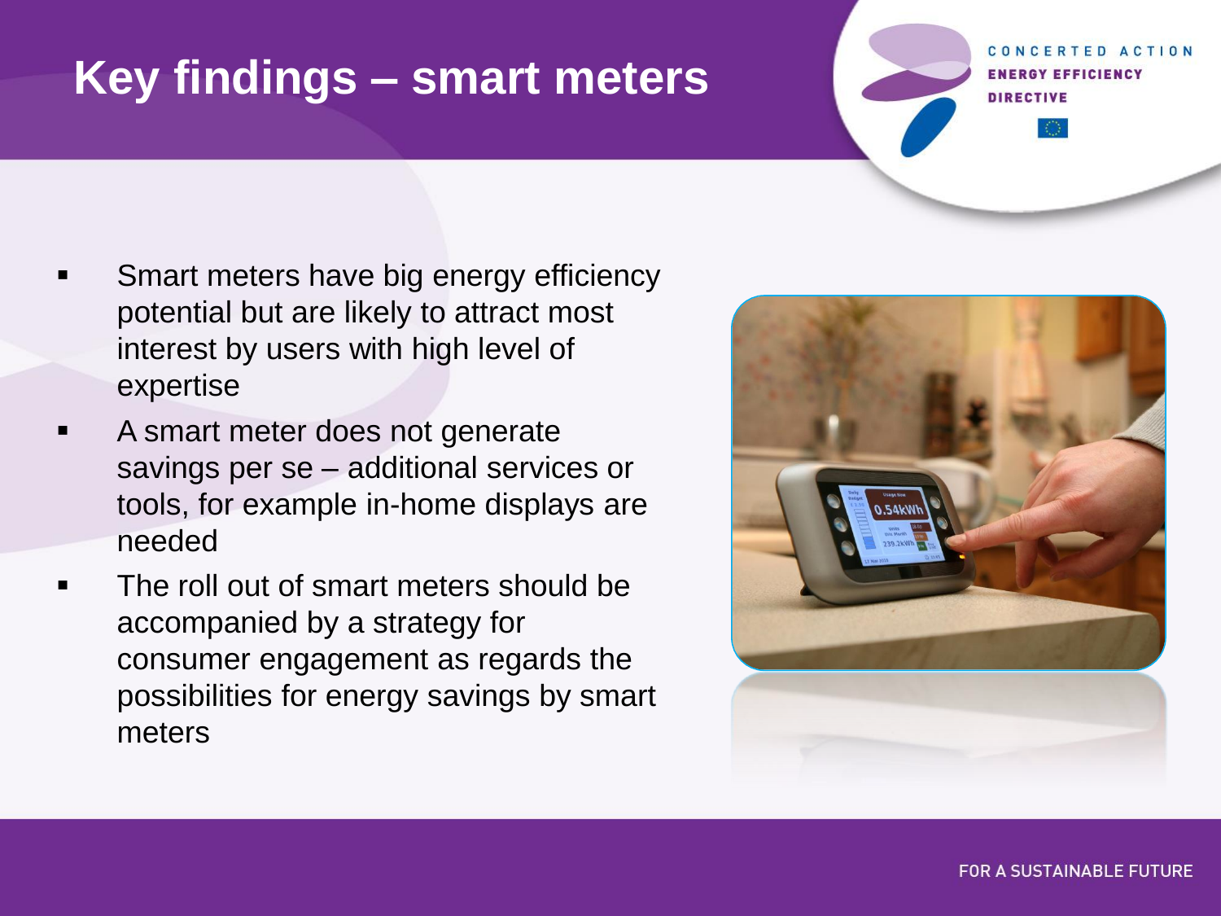# Key findings – smart meters

- Smart meters have big energy efficiency potential but are likely to attract most interest by users with high level of expertise
- A smart meter does not generate savings per se – additional services or tools, for example in-home displays are needed
- The roll out of smart meters should be accompanied by a strategy for consumer engagement as regards the possibilities for energy savings by smart meters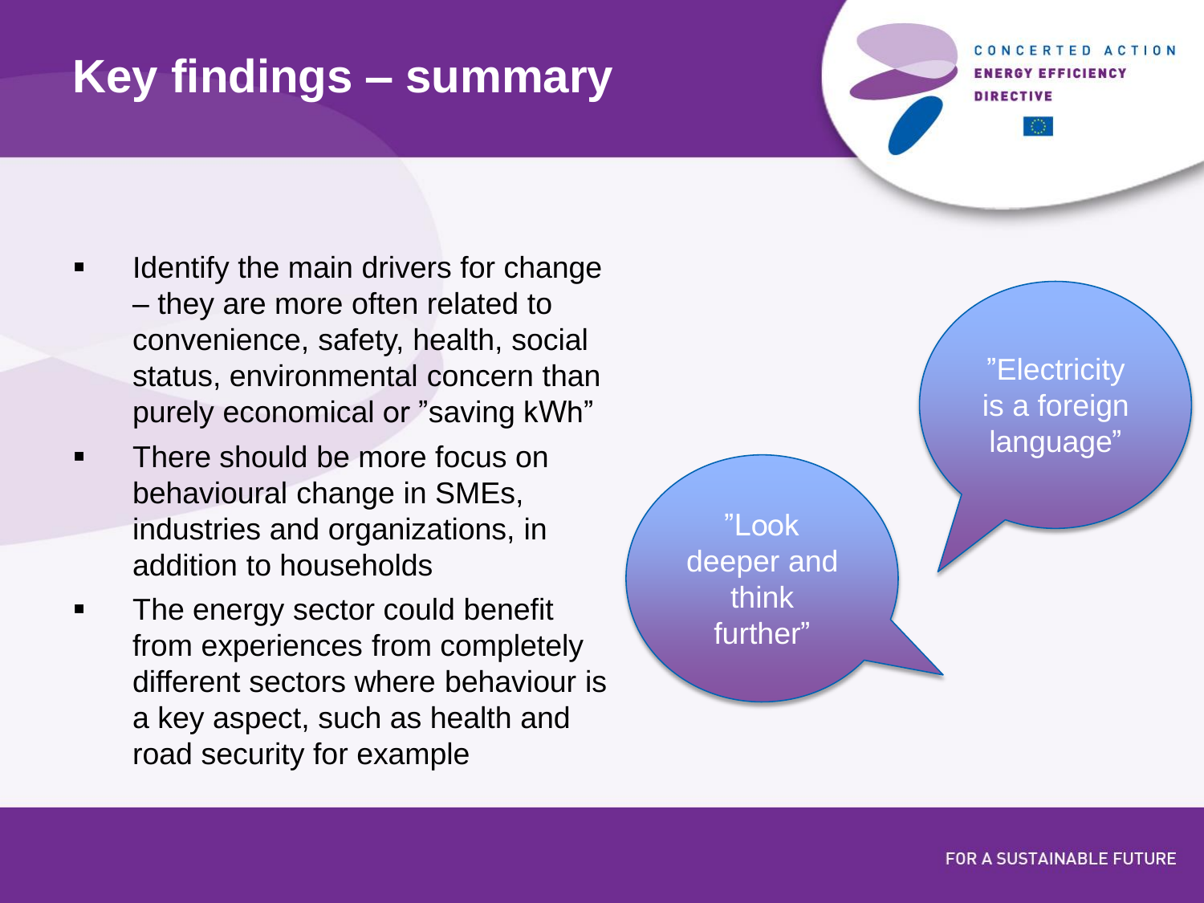# Key findings – summary

- Identify the main drivers for change – they are more often related to convenience, safety, health, social status, environmental concern than purely economical or ”saving kWh”
- There should be more focus on behavioural change in SMEs, industries and organizations, in addition to households
- The energy sector could benefit from experiences from completely different sectors where behaviour is a key aspect, such as health and road security for example

”Electricity is a foreign language”

”Look deeper and think further”